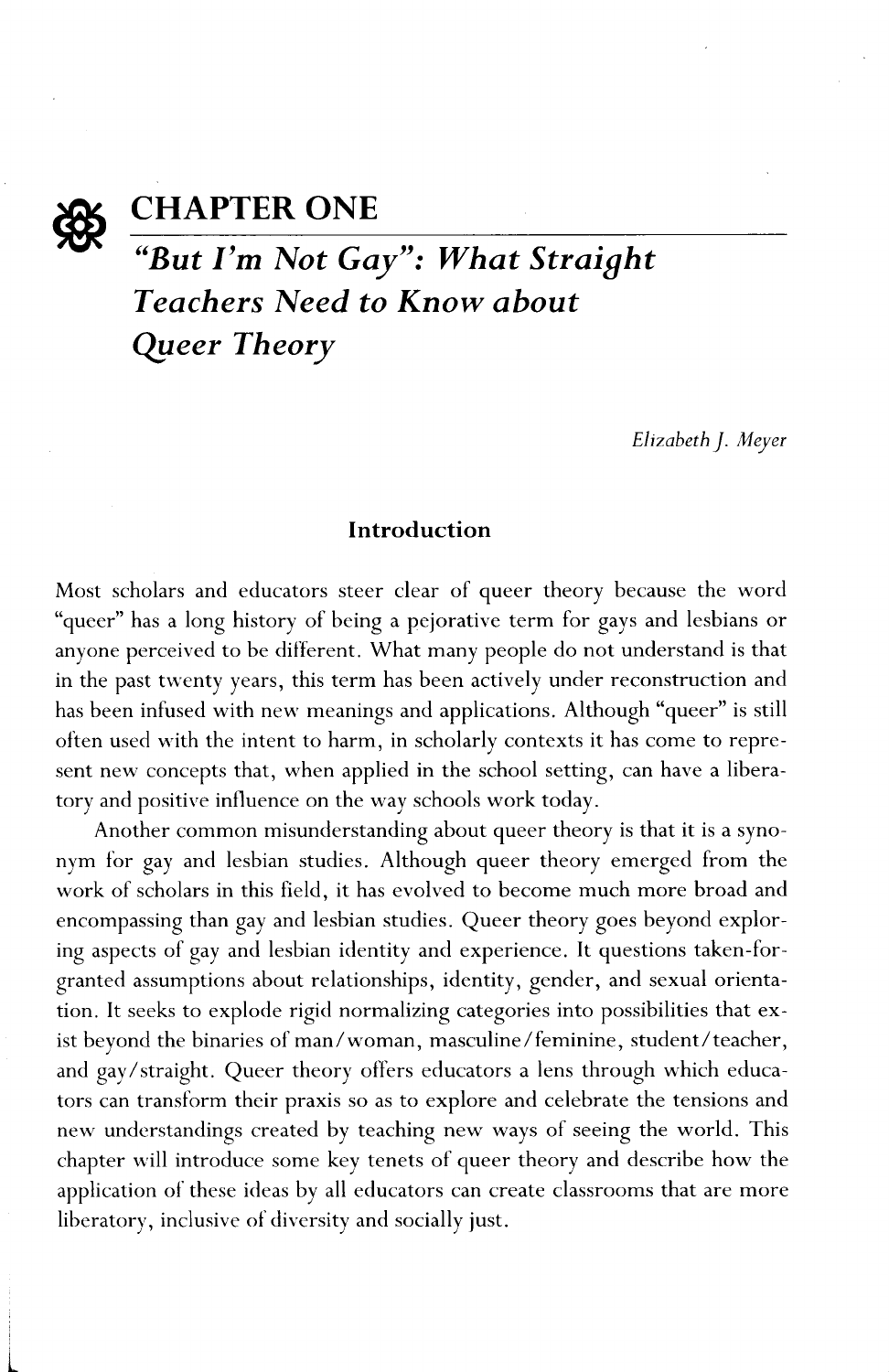# CHAPTER ONE

## *"But I'm Not Gay": What Straight Teachers Need to Know about Queer Theory*

*Elizabeth J. Meyer*

### Introduction

Most scholars and educators steer clear of queer theory because the word "queer" has a long history of being a pejorative term for gays and lesbians or anyone perceived to be different. What many people do not understand is that in the past twenty years, this term has been actively under reconstruction and has been infused with new meanings and applications. Although "queer" is still often used with the intent to harm, in scholarly contexts it has come to represent new concepts that, when applied in the school setting, can have a liberatory and positive influence on the way schools work today.

Another common misunderstanding about queer theory is that it is a synonym for gay and lesbian studies. Although queer theory emerged from the work of scholars in this field, it has evolved to become much more broad and encompassing than gay and lesbian studies. Queer theory goes beyond exploring aspects of gay and lesbian identity and experience. It questions taken-for-granted assumptions about relationships, identity, gender, and sexual orientation. It seeks to explode rigid normalizing categories into possibilities that exist beyond the binaries of man/woman, masculine/feminine, student/teacher, and gay/straight. Queer theory offers educators a lens through which educators can transform their praxis so as to explore and celebrate the tensions and new understandings created by teaching new ways of seeing the world. This chapter will introduce some key tenets of queer theory and describe how the application of these ideas by all educators can create classrooms that are more liberatory, inclusive of diversity and socially just.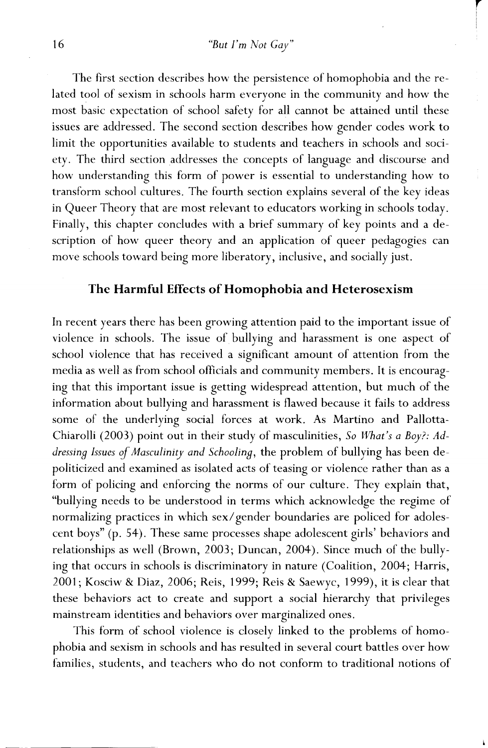The first section describes how the persistence of homophobia and the related tool of sexism in schools harm everyone in the community and how the most basic expectation of school safety for all cannot be attained until these issues are addressed. The second section describes how gender codes work to limit the opportunities available to students and teachers in schools and society. The third section addresses the concepts of language and discourse and how understanding this form of power is essential to understanding how to transform school cultures. The fourth section explains several of the key ideas in Queer Theory that are most relevant to educators working in schools today. Finally, this chapter concludes with a brief summary of key points and a description of how queer theory and an application of queer pedagogies can move schools toward being more liberatory, inclusive, and socially just.

## The Harmful Effects of Homophobia and Heterosexism

In recent years there has been growing attention paid to the important issue of violence in schools. The issue of bullying and harassment is one aspect of school violence that has received a significant amount of attention from the media as well as from school officials and community members. It is encouraging that this important issue is getting widespread attention, but much of the information about bullying and harassment is flawed because it fails to address some of the underlying social forces at work. As Martino and Pallotta-Chiarolli (2003) point out in their study of masculinities, *So What's a Boy?: Addressing Issues of Masculinity and Schooling*, the problem of bullying has been depoliticized and examined as isolated acts of teasing or violence rather than as a form of policing and enforcing the norms of our culture. They explain that, "bullying needs to be understood in terms which acknowledge the regime of normalizing practices in which sex/gender boundaries are policed for adolescent boys" (p. 54). These same processes shape adolescent girls' behaviors and relationships as well (Brown, 2003; Duncan, 2004). Since much of the bullying that occurs in schools is discriminatory in nature (Coalition, 2004; Harris, 2001; Kosciw & Diaz, 2006; Reis, 1999; Reis & Saewyc, 1999), it is clear that these behaviors act to create and support a social hierarchy that privileges mainstream identities and behaviors over marginalized ones.

This form of school violence is closely linked to the problems of homophobia and sexism in schools and has resulted in several court battles over how families, students, and teachers who do not conform to traditional notions of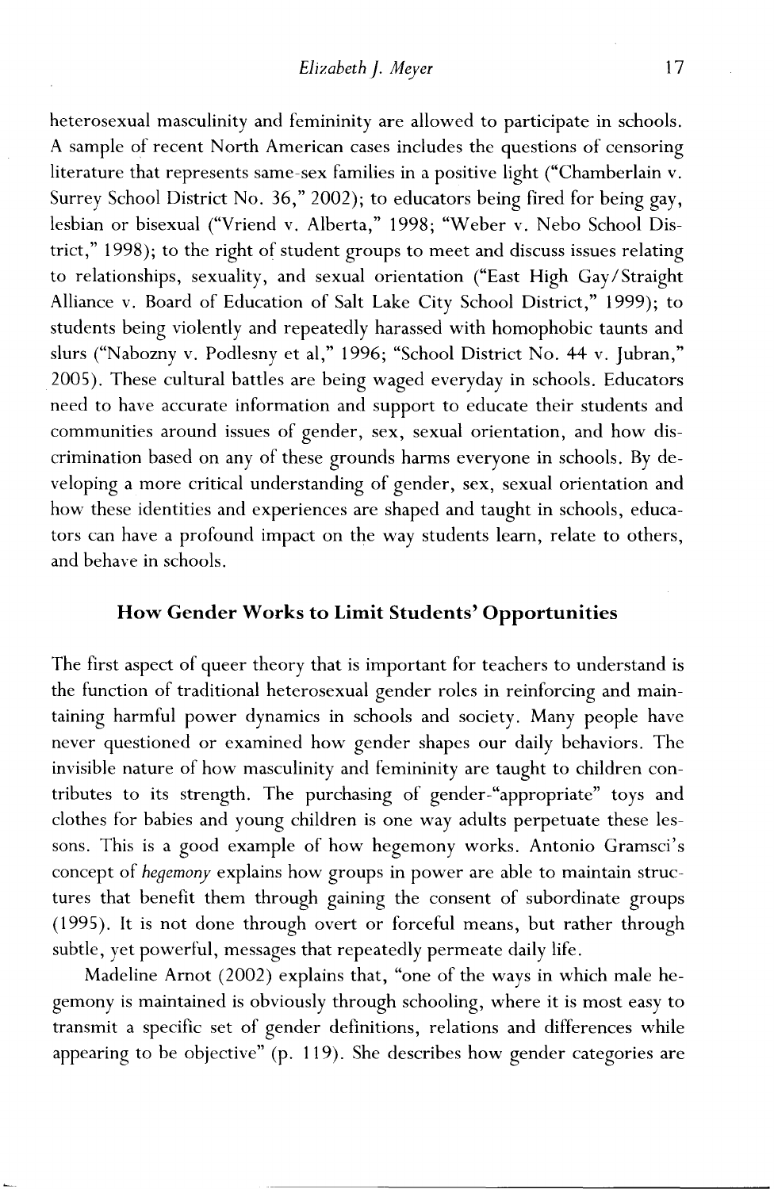heterosexual masculinity and femininity are allowed to participate in schools. A sample of recent North American cases includes the questions of censoring literature that represents same-sex families in a positive light ("Chamberlain v. Surrey School District No. 36," 2002); to educators being fired for being gay, lesbian or bisexual ("Vriend v. Alberta," 1998; "Weber v. Nebo School District," 1998); to the right of student groups to meet and discuss issues relating to relationships, sexuality, and sexual orientation ("East High Gay/Straight Alliance v. Board of Education of Salt Lake City School District," 1999); to students being violently and repeatedly harassed with homophobic taunts and slurs ("Nabozny v. Podlesny et al," 1996; "School District No. 44 v. Jubran," 2005). These cultural battles are being waged everyday in schools. Educators need to have accurate information and support to educate their students and communities around issues of gender, sex, sexual orientation, and how discrimination based on any of these grounds harms everyone in schools. By developing a more critical understanding of gender, sex, sexual orientation and how these identities and experiences are shaped and taught in schools, educators can have a profound impact on the way students learn, relate to others, and behave in schools.

## How Gender Works to Limit Students' Opportunities

The first aspect of queer theory that is important for teachers to understand is the function of traditional heterosexual gender roles in reinforcing and maintaining harmful power dynamics in schools and society. Many people have never questioned or examined how gender shapes our daily behaviors. The invisible nature of how masculinity and femininity are taught to children contributes to its strength. The purchasing of gender-"appropriate" toys and clothes for babies and young children is one way adults perpetuate these lessons. This is a good example of how hegemony works. Antonio Gramsci's concept of *hegemony* explains how groups in power are able to maintain structures that benefit them through gaining the consent of subordinate groups (1995). It is not done through overt or forceful means, but rather through subtle, yet powerful, messages that repeatedly permeate daily life.

Madeline Arnot (2002) explains that, "one of the ways in which male hegemony is maintained is obviously through schooling, where it is most easy to transmit a specific set of gender definitions, relations and differences while appearing to be objective" (p. 119). She describes how gender categories are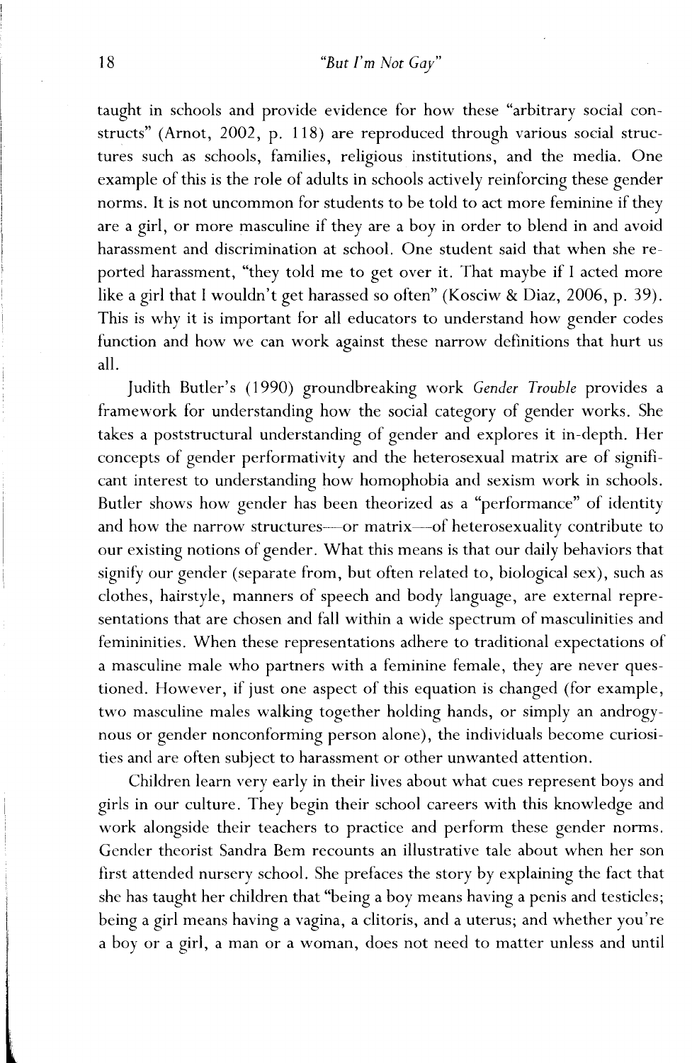taught in schools and provide evidence for how these "arbitrary social constructs" (Arnot, 2002, p. 118) are reproduced through various social structures such as schools, families, religious institutions, and the media. One example of this is the role of adults in schools actively reinforcing these gender norms. It is not uncommon for students to be told to act more feminine if they are a girl, or more masculine if they are a boy in order to blend in and avoid harassment and discrimination at school. One student said that when she reported harassment, "they told me to get over it. That maybe if I acted more like a girl that I wouldn't get harassed so often" (Kosciw & Diaz, 2006, p. 39). This is why it is important for all educators to understand how gender codes function and how we can work against these narrow definitions that hurt us all.

Judith Butler's (1990) groundbreaking work *Gender Trouble* provides a framework for understanding how the social category of gender works. She takes a poststructural understanding of gender and explores it in-depth. Her concepts of gender performativity and the heterosexual matrix are of significant interest to understanding how homophobia and sexism work in schools. Butler shows how gender has been theorized as a "performance" of identity and how the narrow structures—or matrix—of heterosexuality contribute to our existing notions of gender. What this means is that our daily behaviors that signify our gender (separate from, but often related to, biological sex), such as clothes, hairstyle, manners of speech and body language, are external representations that are chosen and fall within a wide spectrum of masculinities and femininities. When these representations adhere to traditional expectations of a masculine male who partners with a feminine female, they are never questioned. However, if just one aspect of this equation is changed (for example, two masculine males walking together holding hands, or simply an androgynous or gender nonconforming person alone), the individuals become curiosities and are often subject to harassment or other unwanted attention.

Children learn very early in their lives about what cues represent boys and girls in our culture. They begin their school careers with this knowledge and work alongside their teachers to practice and perform these gender norms. Gender theorist Sandra Bem recounts an illustrative tale about when her son first attended nursery school. She prefaces the story by explaining the fact that she has taught her children that "being a boy means having a penis and testicles; being a girl means having a vagina, a clitoris, and a uterus; and whether you're a boy or a girl, a man or a woman, does not need to matter unless and until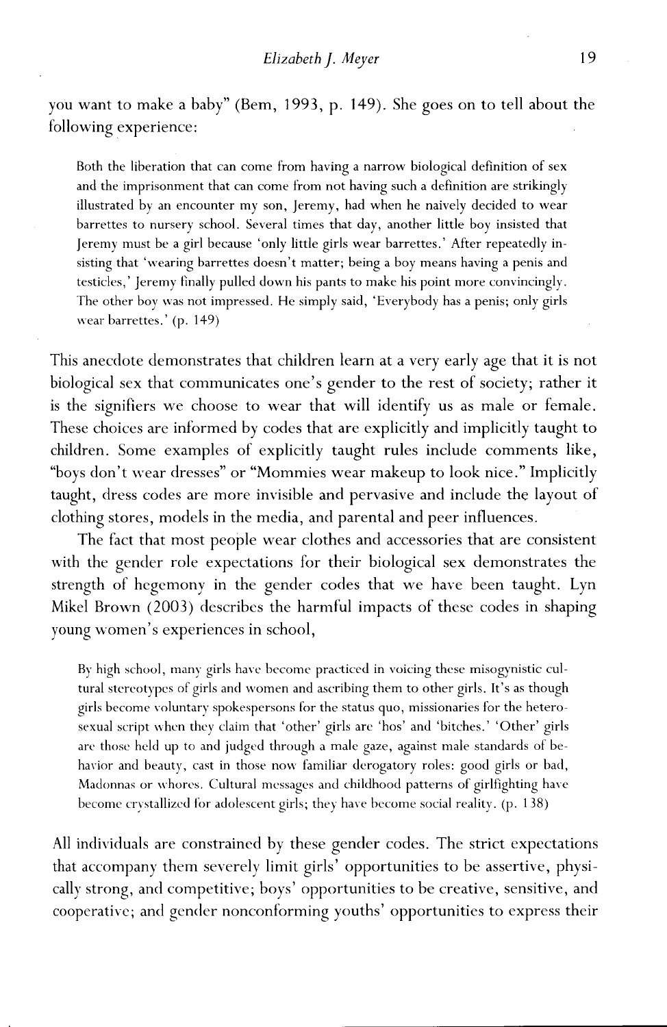you want to make a baby" (Bem, 1993, p. 149). She goes on to tell about the following experience:

> Both the liberation that can come from having a narrow biological definition of sex and the imprisonment that can come from not having such a definition are strikingly illustrated by an encounter my son, Jeremy, had when he naively decided to wear barrettes to nursery school. Several times that day, another little boy insisted that Jeremy must be a girl because 'only little girls wear barrettes.' After repeatedly insisting that 'wearing barrettes doesn't matter; being a boy means having a penis and testicles,' Jeremy finally pulled down his pants to make his point more convincingly. The other boy was not impressed. He simply said, 'Everybody has a penis; only girls wear barrettes.' (p. 149)

This anecdote demonstrates that children learn at a very early age that it is not biological sex that communicates one's gender to the rest of society; rather it is the signifiers we choose to wear that will identify us as male or female. These choices are informed by codes that are explicitly and implicitly taught to children. Some examples of explicitly taught rules include comments like, "boys don't wear dresses" or "Mommies wear makeup to look nice." Implicitly taught, dress codes are more invisible and pervasive and include the layout of clothing stores, models in the media, and parental and peer influences.

The fact that most people wear clothes and accessories that are consistent with the gender role expectations for their biological sex demonstrates the strength of hegemony in the gender codes that we have been taught. Lyn Mikel Brown (2003) describes the harmful impacts of these codes in shaping young women's experiences in school,

> By high school, many girls have become practiced in voicing these misogynistic cultural stereotypes of girls and women and ascribing them to other girls. It's as though girls become voluntary spokespersons for the status quo, missionaries for the heterosexual script when they claim that 'other' girls are 'hos' and 'bitches.' 'Other' girls are those held up to and judged through a male gaze, against male standards of behavior and beauty, cast in those now familiar derogatory roles: good girls or bad, Madonnas or whores. Cultural messages and childhood patterns of girlfighting have become crystallized for adolescent girls; they have become social reality. (p. 138)

All individuals are constrained by these gender codes. The strict expectations that accompany them severely limit girls' opportunities to be assertive, physically strong, and competitive; boys' opportunities to be creative, sensitive, and cooperative; and gender nonconforming youths' opportunities to express their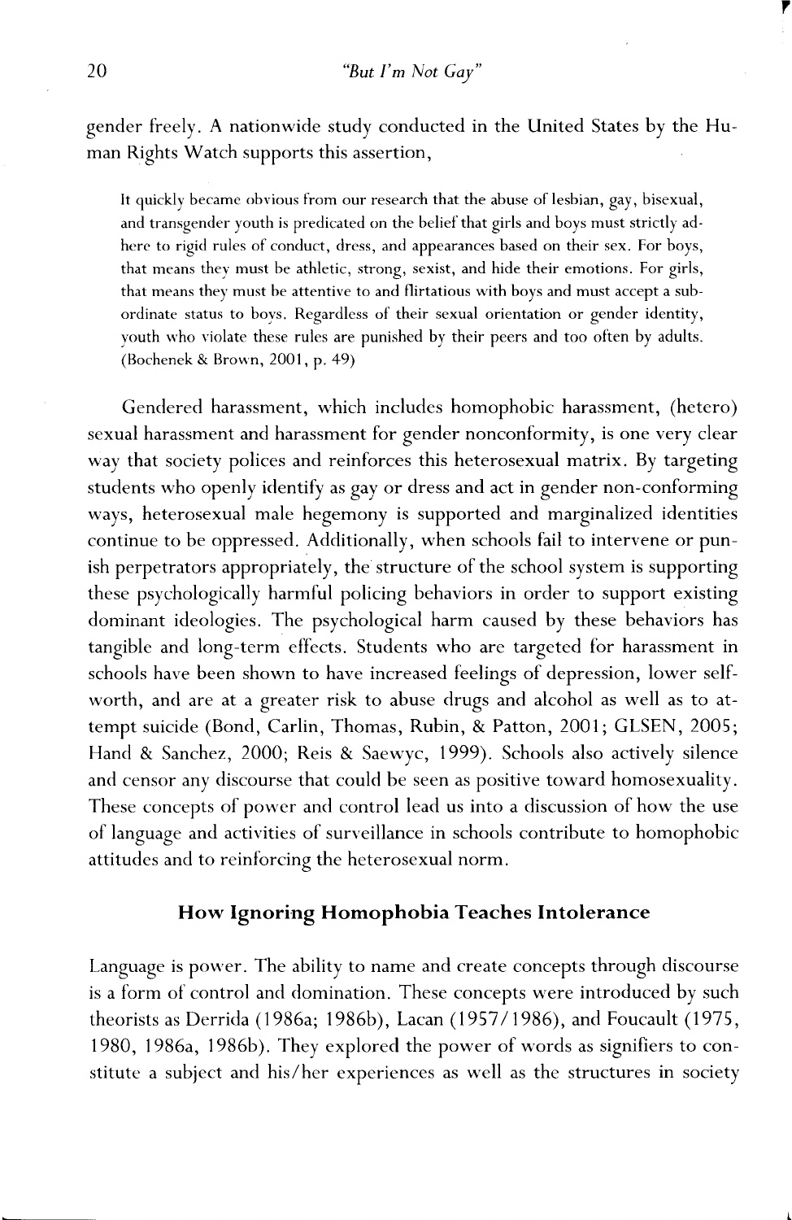gender freely. A nationwide study conducted in the United States by the Human Rights Watch supports this assertion,

> It quickly became obvious from our research that the abuse of lesbian, gay, bisexual, and transgender youth is predicated on the belief that girls and boys must strictly adhere to rigid rules of conduct, dress, and appearances based on their sex. For boys, that means they must be athletic, strong, sexist, and hide their emotions. For girls, that means they must be attentive to and flirtatious with boys and must accept a subordinate status to boys. Regardless of their sexual orientation or gender identity, youth who violate these rules are punished by their peers and too often by adults. (Bochenek & Brown, 2001, p. 49)

Gendered harassment, which includes homophobic harassment, (hetero) sexual harassment and harassment for gender nonconformity, is one very clear way that society polices and reinforces this heterosexual matrix. By targeting students who openly identify as gay or dress and act in gender non-conforming ways, heterosexual male hegemony is supported and marginalized identities continue to be oppressed. Additionally, when schools fail to intervene or punish perpetrators appropriately, the structure of the school system is supporting these psychologically harmful policing behaviors in order to support existing dominant ideologies. The psychological harm caused by these behaviors has tangible and long-term effects. Students who are targeted for harassment in schools have been shown to have increased feelings of depression, lower self-worth, and are at a greater risk to abuse drugs and alcohol as well as to attempt suicide (Bond, Carlin, Thomas, Rubin, & Patton, 2001; GLSEN, 2005; Hand & Sanchez, 2000; Reis & Saewyc, 1999). Schools also actively silence and censor any discourse that could be seen as positive toward homosexuality. These concepts of power and control lead us into a discussion of how the use of language and activities of surveillance in schools contribute to homophobic attitudes and to reinforcing the heterosexual norm.

## How Ignoring Homophobia Teaches Intolerance

Language is power. The ability to name and create concepts through discourse is a form of control and domination. These concepts were introduced by such theorists as Derrida (1986a; 1986b), Lacan (1957/1986), and Foucault (1975, 1980, 1986a, 1986b). They explored the power of words as signifiers to constitute a subject and his/her experiences as well as the structures in society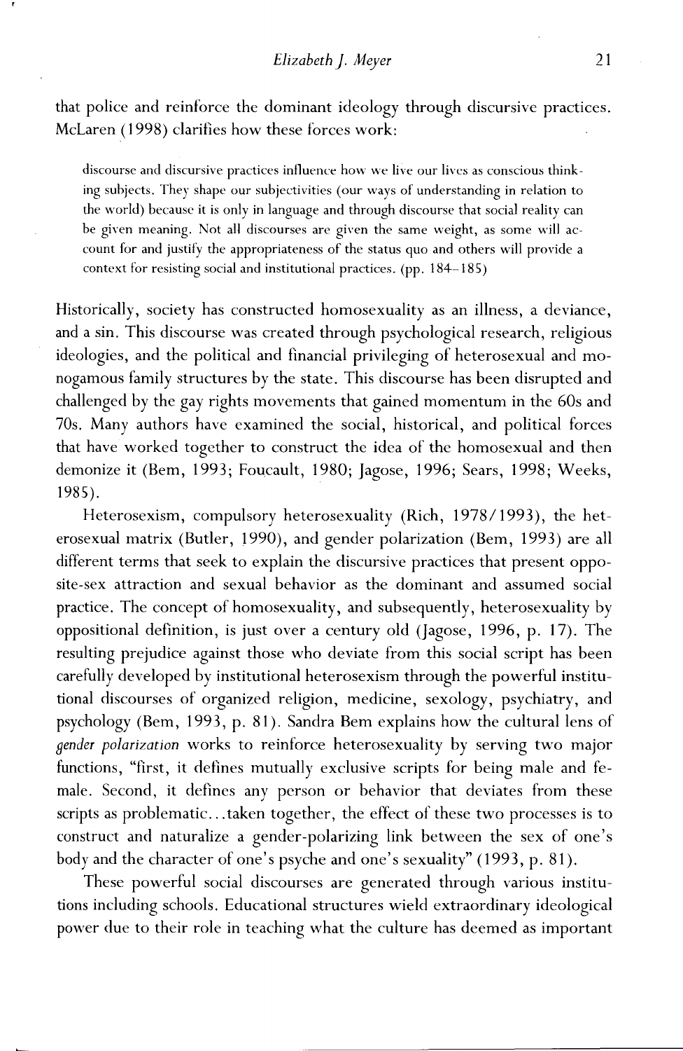that police and reinforce the dominant ideology through discursive practices. McLaren (1998) clarifies how these forces work:

> discourse and discursive practices influence how we live our lives as conscious thinking subjects. They shape our subjectivities (our ways of understanding in relation to the world) because it is only in language and through discourse that social reality can be given meaning. Not all discourses are given the same weight, as some will account for and justify the appropriateness of the status quo and others will provide a context for resisting social and institutional practices. (pp. 184–185)

Historically, society has constructed homosexuality as an illness, a deviance, and a sin. This discourse was created through psychological research, religious ideologies, and the political and financial privileging of heterosexual and monogamous family structures by the state. This discourse has been disrupted and challenged by the gay rights movements that gained momentum in the 60s and 70s. Many authors have examined the social, historical, and political forces that have worked together to construct the idea of the homosexual and then demonize it (Bem, 1993; Foucault, 1980; Jagose, 1996; Sears, 1998; Weeks, 1985).

Heterosexism, compulsory heterosexuality (Rich, 1978/1993), the heterosexual matrix (Butler, 1990), and gender polarization (Bem, 1993) are all different terms that seek to explain the discursive practices that present opposite-sex attraction and sexual behavior as the dominant and assumed social practice. The concept of homosexuality, and subsequently, heterosexuality by oppositional definition, is just over a century old (Jagose, 1996, p. 17). The resulting prejudice against those who deviate from this social script has been carefully developed by institutional heterosexism through the powerful institutional discourses of organized religion, medicine, sexology, psychiatry, and psychology (Bem, 1993, p. 81). Sandra Bem explains how the cultural lens of *gender polarization* works to reinforce heterosexuality by serving two major functions, "first, it defines mutually exclusive scripts for being male and female. Second, it defines any person or behavior that deviates from these scripts as problematic...taken together, the effect of these two processes is to construct and naturalize a gender-polarizing link between the sex of one's body and the character of one's psyche and one's sexuality" (1993, p. 81).

These powerful social discourses are generated through various institutions including schools. Educational structures wield extraordinary ideological power due to their role in teaching what the culture has deemed as important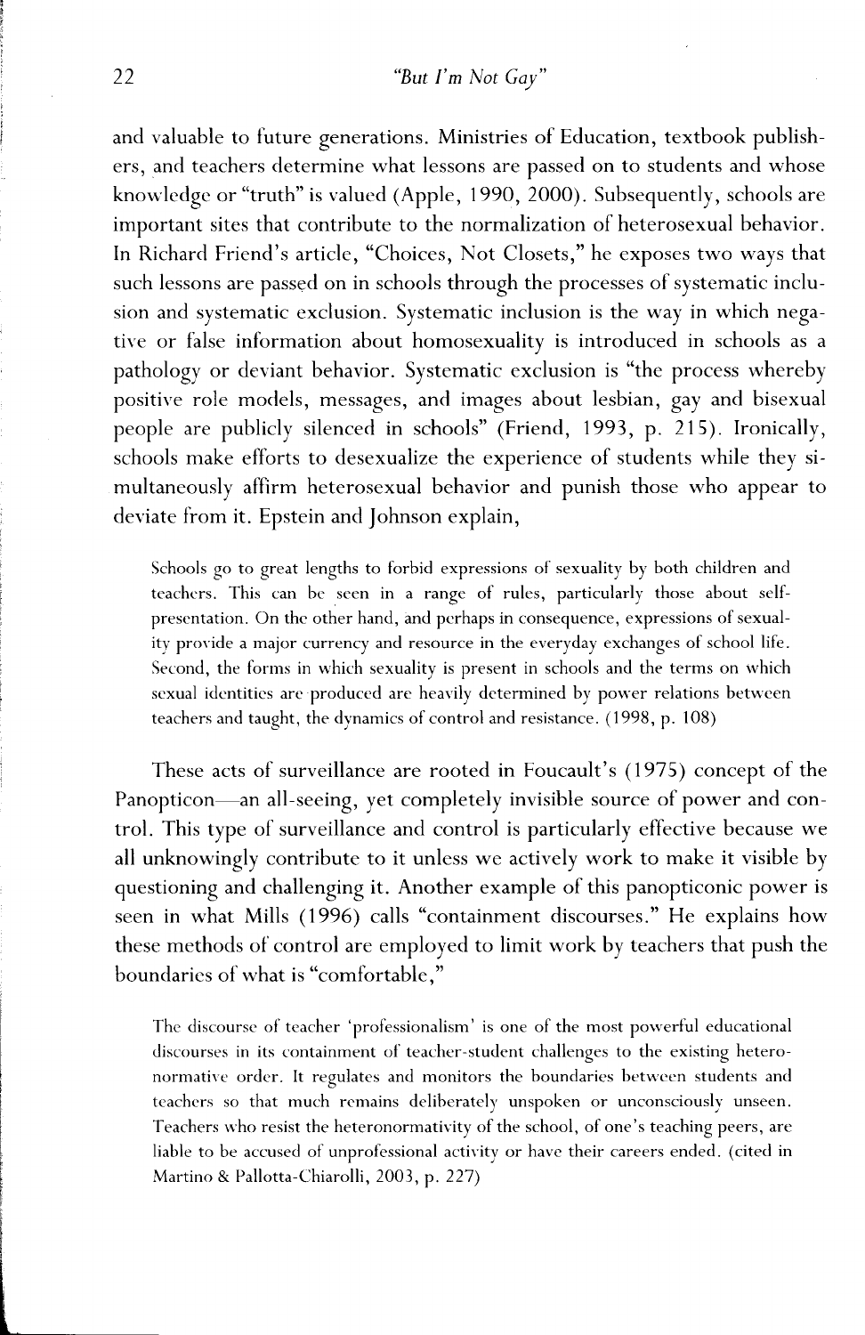and valuable to future generations. Ministries of Education, textbook publishers, and teachers determine what lessons are passed on to students and whose knowledge or "truth" is valued (Apple, 1990, 2000). Subsequently, schools are important sites that contribute to the normalization of heterosexual behavior. In Richard Friend's article, "Choices, Not Closets," he exposes two ways that such lessons are passed on in schools through the processes of systematic inclusion and systematic exclusion. Systematic inclusion is the way in which negative or false information about homosexuality is introduced in schools as a pathology or deviant behavior. Systematic exclusion is "the process whereby positive role models, messages, and images about lesbian, gay and bisexual people are publicly silenced in schools" (Friend, 1993, p. 215). Ironically, schools make efforts to desexualize the experience of students while they simultaneously affirm heterosexual behavior and punish those who appear to deviate from it. Epstein and Johnson explain,

> Schools go to great lengths to forbid expressions of sexuality by both children and teachers. This can be seen in a range of rules, particularly those about self-presentation. On the other hand, and perhaps in consequence, expressions of sexuality provide a major currency and resource in the everyday exchanges of school life. Second, the forms in which sexuality is present in schools and the terms on which sexual identities are produced are heavily determined by power relations between teachers and taught, the dynamics of control and resistance. (1998, p. 108)

These acts of surveillance are rooted in Foucault's (1975) concept of the Panopticon—an all-seeing, yet completely invisible source of power and control. This type of surveillance and control is particularly effective because we all unknowingly contribute to it unless we actively work to make it visible by questioning and challenging it. Another example of this panopticonic power is seen in what Mills (1996) calls "containment discourses." He explains how these methods of control are employed to limit work by teachers that push the boundaries of what is "comfortable,"

> The discourse of teacher 'professionalism' is one of the most powerful educational discourses in its containment of teacher-student challenges to the existing heteronormative order. It regulates and monitors the boundaries between students and teachers so that much remains deliberately unspoken or unconsciously unseen. Teachers who resist the heteronormativity of the school, of one's teaching peers, are liable to be accused of unprofessional activity or have their careers ended. (cited in Martino & Pallotta-Chiarolli, 2003, p. 227)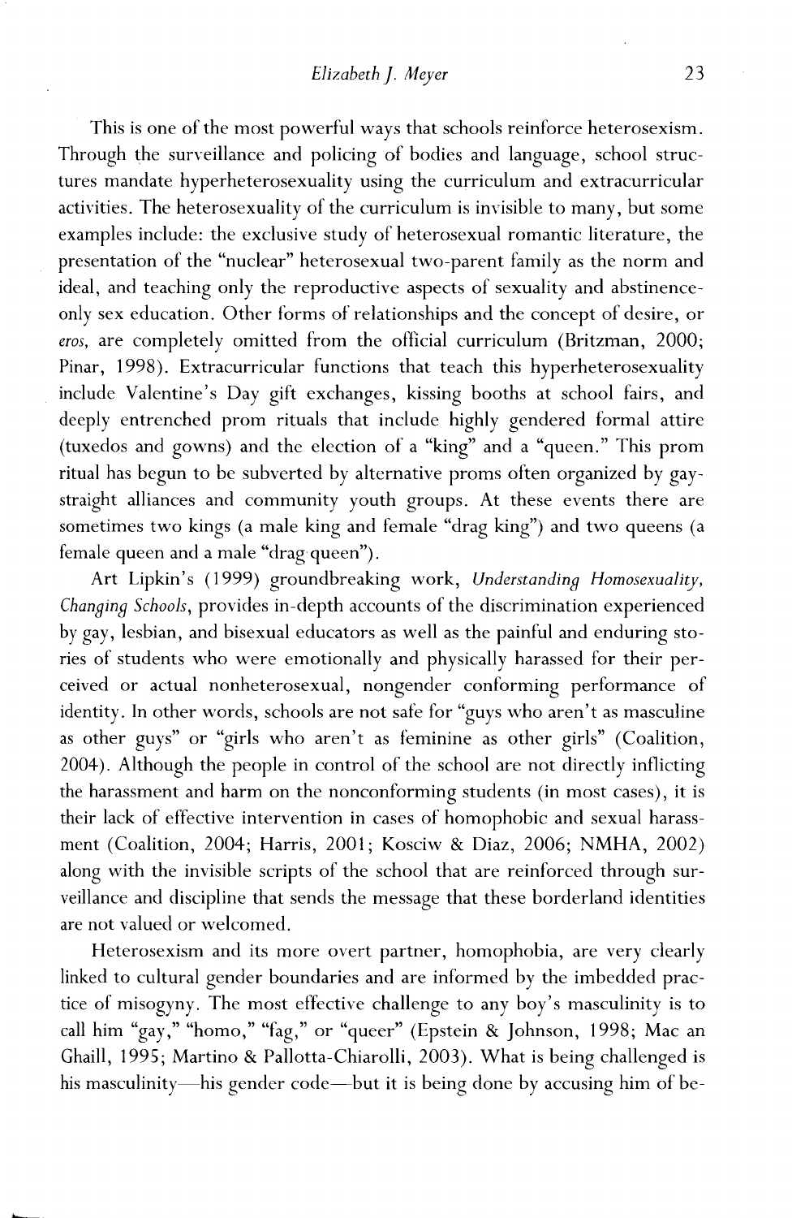This is one of the most powerful ways that schools reinforce heterosexism. Through the surveillance and policing of bodies and language, school structures mandate hyperheterosexuality using the curriculum and extracurricular activities. The heterosexuality of the curriculum is invisible to many, but some examples include: the exclusive study of heterosexual romantic literature, the presentation of the "nuclear" heterosexual two-parent family as the norm and ideal, and teaching only the reproductive aspects of sexuality and abstinence-only sex education. Other forms of relationships and the concept of desire, or *eros*, are completely omitted from the official curriculum (Britzman, 2000; Pinar, 1998). Extracurricular functions that teach this hyperheterosexuality include Valentine's Day gift exchanges, kissing booths at school fairs, and deeply entrenched prom rituals that include highly gendered formal attire (tuxedos and gowns) and the election of a "king" and a "queen." This prom ritual has begun to be subverted by alternative proms often organized by gay-straight alliances and community youth groups. At these events there are sometimes two kings (a male king and female "drag king") and two queens (a female queen and a male "drag queen").

Art Lipkin's (1999) groundbreaking work, *Understanding Homosexuality, Changing Schools*, provides in-depth accounts of the discrimination experienced by gay, lesbian, and bisexual educators as well as the painful and enduring stories of students who were emotionally and physically harassed for their perceived or actual nonheterosexual, nongender conforming performance of identity. In other words, schools are not safe for "guys who aren't as masculine as other guys" or "girls who aren't as feminine as other girls" (Coalition, 2004). Although the people in control of the school are not directly inflicting the harassment and harm on the nonconforming students (in most cases), it is their lack of effective intervention in cases of homophobic and sexual harassment (Coalition, 2004; Harris, 2001; Kosciw & Diaz, 2006; NMHA, 2002) along with the invisible scripts of the school that are reinforced through surveillance and discipline that sends the message that these borderland identities are not valued or welcomed.

Heterosexism and its more overt partner, homophobia, are very clearly linked to cultural gender boundaries and are informed by the imbedded practice of misogyny. The most effective challenge to any boy's masculinity is to call him "gay," "homo," "fag," or "queer" (Epstein & Johnson, 1998; Mac an Ghaill, 1995; Martino & Pallotta-Chiarolli, 2003). What is being challenged is his masculinity—his gender code—but it is being done by accusing him of be-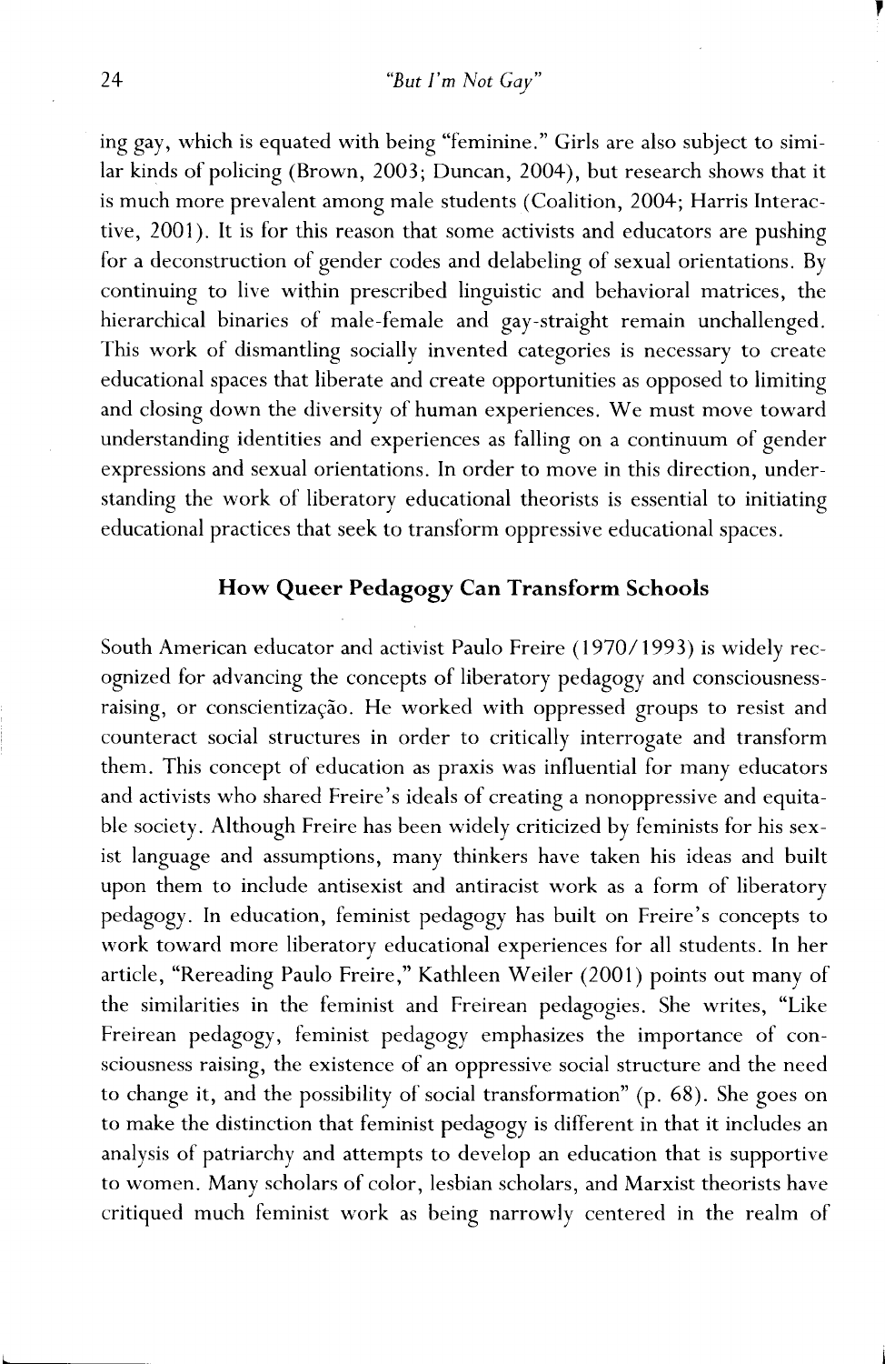ing gay, which is equated with being "feminine." Girls are also subject to similar kinds of policing (Brown, 2003; Duncan, 2004), but research shows that it is much more prevalent among male students (Coalition, 2004; Harris Interactive, 2001). It is for this reason that some activists and educators are pushing for a deconstruction of gender codes and delabeling of sexual orientations. By continuing to live within prescribed linguistic and behavioral matrices, the hierarchical binaries of male-female and gay-straight remain unchallenged. This work of dismantling socially invented categories is necessary to create educational spaces that liberate and create opportunities as opposed to limiting and closing down the diversity of human experiences. We must move toward understanding identities and experiences as falling on a continuum of gender expressions and sexual orientations. In order to move in this direction, understanding the work of liberatory educational theorists is essential to initiating educational practices that seek to transform oppressive educational spaces.

## How Queer Pedagogy Can Transform Schools

South American educator and activist Paulo Freire (1970/1993) is widely recognized for advancing the concepts of liberatory pedagogy and consciousness-raising, or conscientização. He worked with oppressed groups to resist and counteract social structures in order to critically interrogate and transform them. This concept of education as praxis was influential for many educators and activists who shared Freire's ideals of creating a nonoppressive and equitable society. Although Freire has been widely criticized by feminists for his sexist language and assumptions, many thinkers have taken his ideas and built upon them to include antisexist and antiracist work as a form of liberatory pedagogy. In education, feminist pedagogy has built on Freire's concepts to work toward more liberatory educational experiences for all students. In her article, "Rereading Paulo Freire," Kathleen Weiler (2001) points out many of the similarities in the feminist and Freirean pedagogies. She writes, "Like Freirean pedagogy, feminist pedagogy emphasizes the importance of consciousness raising, the existence of an oppressive social structure and the need to change it, and the possibility of social transformation" (p. 68). She goes on to make the distinction that feminist pedagogy is different in that it includes an analysis of patriarchy and attempts to develop an education that is supportive to women. Many scholars of color, lesbian scholars, and Marxist theorists have critiqued much feminist work as being narrowly centered in the realm of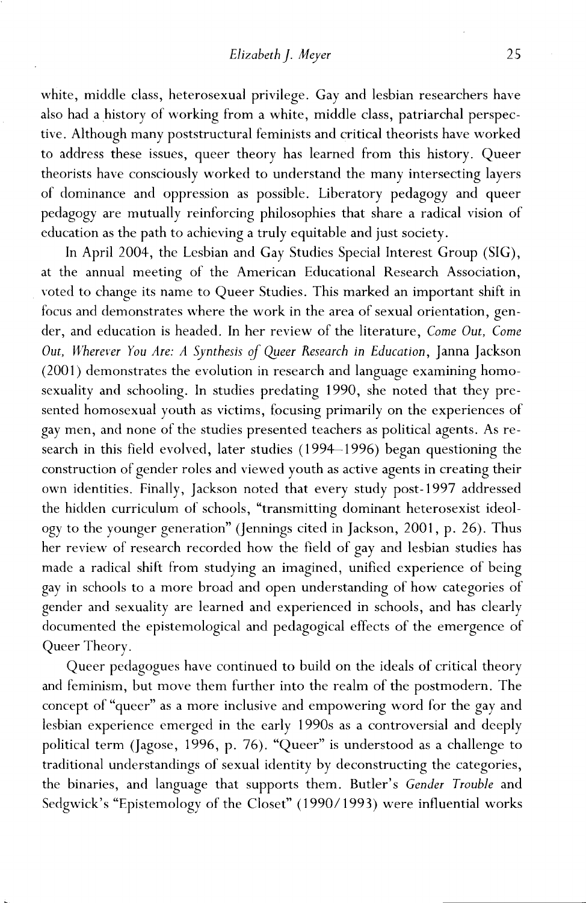white, middle class, heterosexual privilege. Gay and lesbian researchers have also had a history of working from a white, middle class, patriarchal perspective. Although many poststructural feminists and critical theorists have worked to address these issues, queer theory has learned from this history. Queer theorists have consciously worked to understand the many intersecting layers of dominance and oppression as possible. Liberatory pedagogy and queer pedagogy are mutually reinforcing philosophies that share a radical vision of education as the path to achieving a truly equitable and just society.

In April 2004, the Lesbian and Gay Studies Special Interest Group (SIG), at the annual meeting of the American Educational Research Association, voted to change its name to Queer Studies. This marked an important shift in focus and demonstrates where the work in the area of sexual orientation, gender, and education is headed. In her review of the literature, *Come Out, Come Out, Wherever You Are: A Synthesis of Queer Research in Education*, Janna Jackson (2001) demonstrates the evolution in research and language examining homosexuality and schooling. In studies predating 1990, she noted that they presented homosexual youth as victims, focusing primarily on the experiences of gay men, and none of the studies presented teachers as political agents. As research in this field evolved, later studies (1994–1996) began questioning the construction of gender roles and viewed youth as active agents in creating their own identities. Finally, Jackson noted that every study post-1997 addressed the hidden curriculum of schools, "transmitting dominant heterosexist ideology to the younger generation" (Jennings cited in Jackson, 2001, p. 26). Thus her review of research recorded how the field of gay and lesbian studies has made a radical shift from studying an imagined, unified experience of being gay in schools to a more broad and open understanding of how categories of gender and sexuality are learned and experienced in schools, and has clearly documented the epistemological and pedagogical effects of the emergence of Queer Theory.

Queer pedagogues have continued to build on the ideals of critical theory and feminism, but move them further into the realm of the postmodern. The concept of "queer" as a more inclusive and empowering word for the gay and lesbian experience emerged in the early 1990s as a controversial and deeply political term (Jagose, 1996, p. 76). "Queer" is understood as a challenge to traditional understandings of sexual identity by deconstructing the categories, the binaries, and language that supports them. Butler's *Gender Trouble* and Sedgwick's "Epistemology of the Closet" (1990/1993) were influential works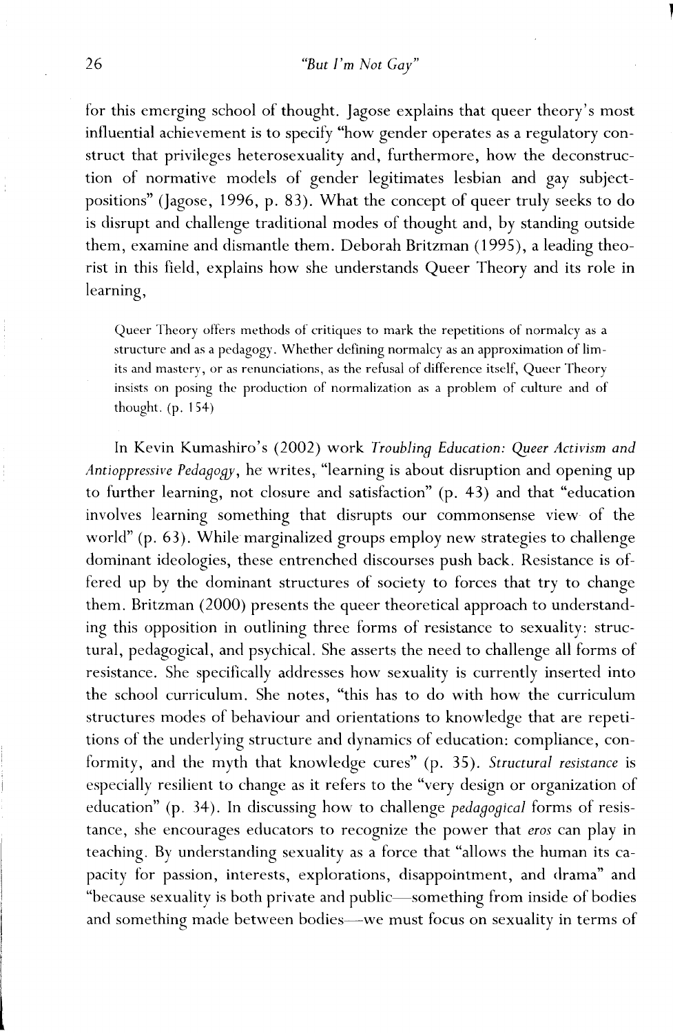for this emerging school of thought. Jagose explains that queer theory's most influential achievement is to specify "how gender operates as a regulatory construct that privileges heterosexuality and, furthermore, how the deconstruction of normative models of gender legitimates lesbian and gay subject-positions" (Jagose, 1996, p. 83). What the concept of queer truly seeks to do is disrupt and challenge traditional modes of thought and, by standing outside them, examine and dismantle them. Deborah Britzman (1995), a leading theorist in this field, explains how she understands Queer Theory and its role in learning,

> Queer Theory offers methods of critiques to mark the repetitions of normalcy as a structure and as a pedagogy. Whether defining normalcy as an approximation of limits and mastery, or as renunciations, as the refusal of difference itself, Queer Theory insists on posing the production of normalization as a problem of culture and of thought. (p. 154)

In Kevin Kumashiro's (2002) work *Troubling Education: Queer Activism and Antioppressive Pedagogy*, he writes, "learning is about disruption and opening up to further learning, not closure and satisfaction" (p. 43) and that "education involves learning something that disrupts our commonsense view of the world" (p. 63). While marginalized groups employ new strategies to challenge dominant ideologies, these entrenched discourses push back. Resistance is offered up by the dominant structures of society to forces that try to change them. Britzman (2000) presents the queer theoretical approach to understanding this opposition in outlining three forms of resistance to sexuality: structural, pedagogical, and psychical. She asserts the need to challenge all forms of resistance. She specifically addresses how sexuality is currently inserted into the school curriculum. She notes, "this has to do with how the curriculum structures modes of behaviour and orientations to knowledge that are repetitions of the underlying structure and dynamics of education: compliance, conformity, and the myth that knowledge cures" (p. 35). *Structural resistance* is especially resilient to change as it refers to the "very design or organization of education" (p. 34). In discussing how to challenge *pedagogical* forms of resistance, she encourages educators to recognize the power that *eros* can play in teaching. By understanding sexuality as a force that "allows the human its capacity for passion, interests, explorations, disappointment, and drama" and "because sexuality is both private and public—something from inside of bodies and something made between bodies—we must focus on sexuality in terms of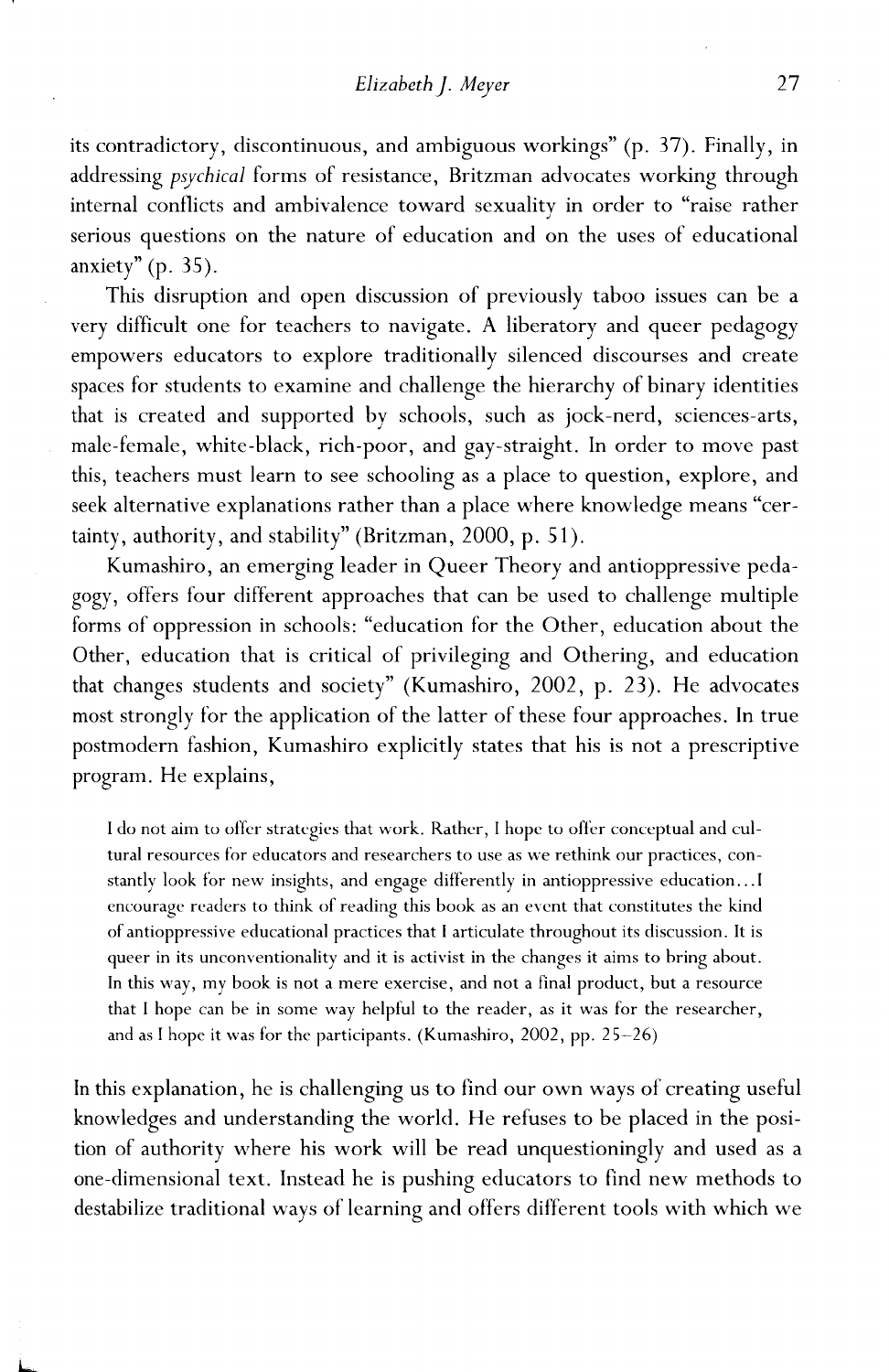its contradictory, discontinuous, and ambiguous workings" (p. 37). Finally, in addressing *psychical* forms of resistance, Britzman advocates working through internal conflicts and ambivalence toward sexuality in order to "raise rather serious questions on the nature of education and on the uses of educational anxiety" (p. 35).

This disruption and open discussion of previously taboo issues can be a very difficult one for teachers to navigate. A liberatory and queer pedagogy empowers educators to explore traditionally silenced discourses and create spaces for students to examine and challenge the hierarchy of binary identities that is created and supported by schools, such as jock-nerd, sciences-arts, male-female, white-black, rich-poor, and gay-straight. In order to move past this, teachers must learn to see schooling as a place to question, explore, and seek alternative explanations rather than a place where knowledge means "certainty, authority, and stability" (Britzman, 2000, p. 51).

Kumashiro, an emerging leader in Queer Theory and antioppressive pedagogy, offers four different approaches that can be used to challenge multiple forms of oppression in schools: "education for the Other, education about the Other, education that is critical of privileging and Othering, and education that changes students and society" (Kumashiro, 2002, p. 23). He advocates most strongly for the application of the latter of these four approaches. In true postmodern fashion, Kumashiro explicitly states that his is not a prescriptive program. He explains,

> I do not aim to offer strategies that work. Rather, I hope to offer conceptual and cultural resources for educators and researchers to use as we rethink our practices, constantly look for new insights, and engage differently in antioppressive education...I encourage readers to think of reading this book as an event that constitutes the kind of antioppressive educational practices that I articulate throughout its discussion. It is queer in its unconventionality and it is activist in the changes it aims to bring about. In this way, my book is not a mere exercise, and not a final product, but a resource that I hope can be in some way helpful to the reader, as it was for the researcher, and as I hope it was for the participants. (Kumashiro, 2002, pp. 25–26)

In this explanation, he is challenging us to find our own ways of creating useful knowledges and understanding the world. He refuses to be placed in the position of authority where his work will be read unquestioningly and used as a one-dimensional text. Instead he is pushing educators to find new methods to destabilize traditional ways of learning and offers different tools with which we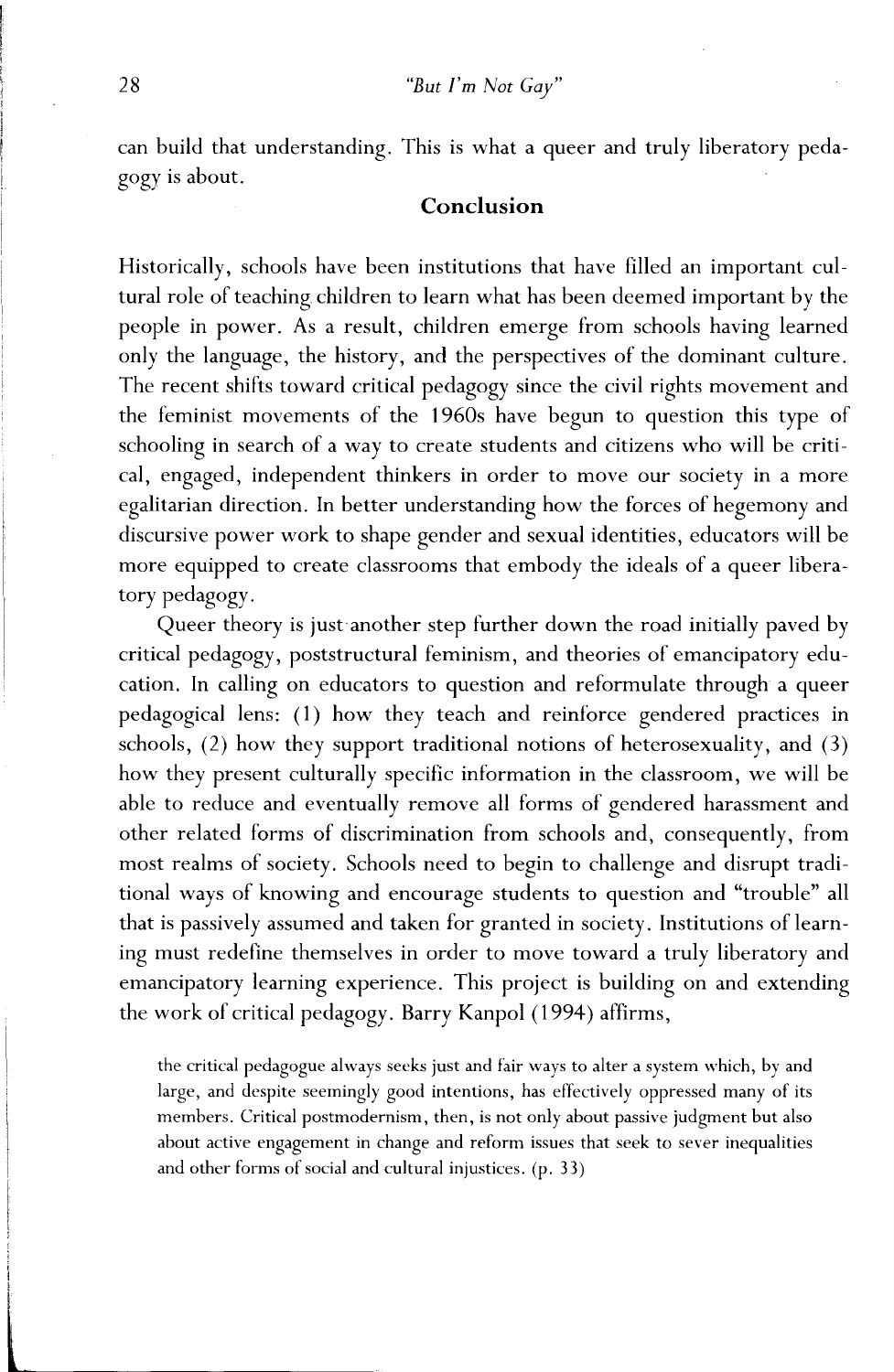can build that understanding. This is what a queer and truly liberatory pedagogy is about.

## Conclusion

Historically, schools have been institutions that have filled an important cultural role of teaching children to learn what has been deemed important by the people in power. As a result, children emerge from schools having learned only the language, the history, and the perspectives of the dominant culture. The recent shifts toward critical pedagogy since the civil rights movement and the feminist movements of the 1960s have begun to question this type of schooling in search of a way to create students and citizens who will be critical, engaged, independent thinkers in order to move our society in a more egalitarian direction. In better understanding how the forces of hegemony and discursive power work to shape gender and sexual identities, educators will be more equipped to create classrooms that embody the ideals of a queer liberatory pedagogy.

Queer theory is just another step further down the road initially paved by critical pedagogy, poststructural feminism, and theories of emancipatory education. In calling on educators to question and reformulate through a queer pedagogical lens: (1) how they teach and reinforce gendered practices in schools, (2) how they support traditional notions of heterosexuality, and (3) how they present culturally specific information in the classroom, we will be able to reduce and eventually remove all forms of gendered harassment and other related forms of discrimination from schools and, consequently, from most realms of society. Schools need to begin to challenge and disrupt traditional ways of knowing and encourage students to question and "trouble" all that is passively assumed and taken for granted in society. Institutions of learning must redefine themselves in order to move toward a truly liberatory and emancipatory learning experience. This project is building on and extending the work of critical pedagogy. Barry Kanpol (1994) affirms,

> the critical pedagogue always seeks just and fair ways to alter a system which, by and large, and despite seemingly good intentions, has effectively oppressed many of its members. Critical postmodernism, then, is not only about passive judgment but also about active engagement in change and reform issues that seek to sever inequalities and other forms of social and cultural injustices. (p. 33)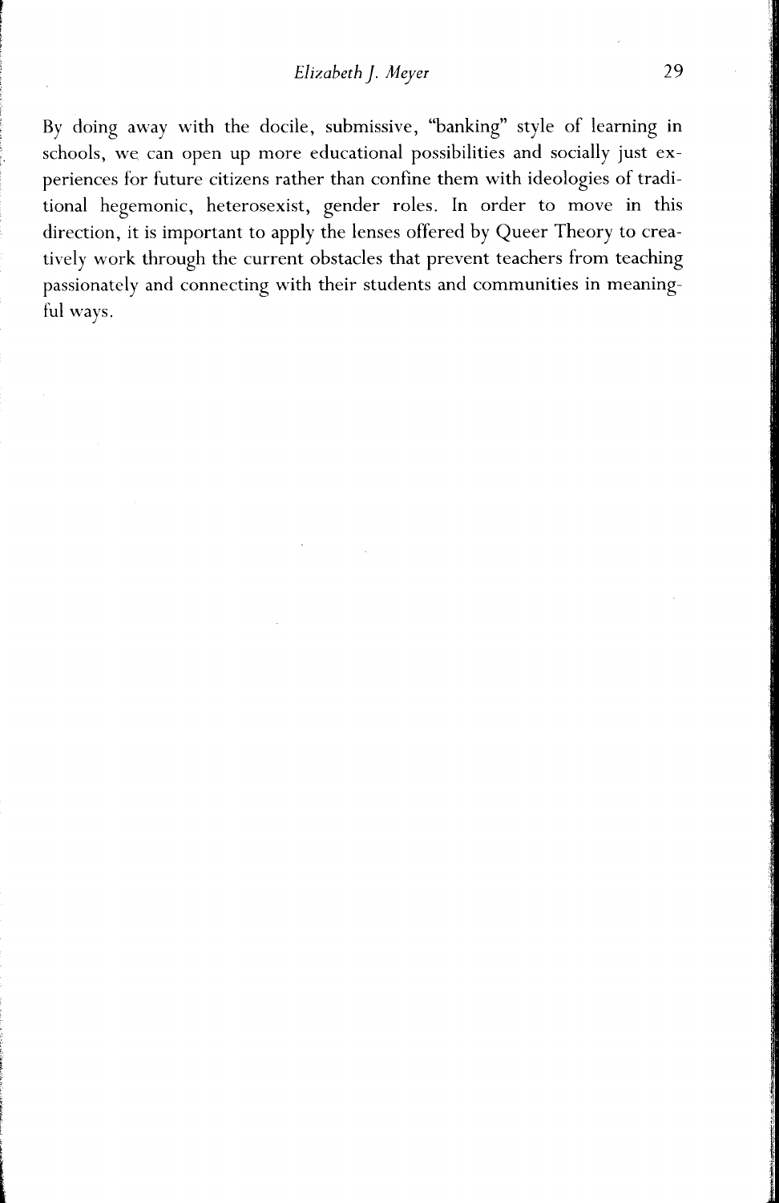By doing away with the docile, submissive, "banking" style of learning in schools, we can open up more educational possibilities and socially just experiences for future citizens rather than confine them with ideologies of traditional hegemonic, heterosexist, gender roles. In order to move in this direction, it is important to apply the lenses offered by Queer Theory to creatively work through the current obstacles that prevent teachers from teaching passionately and connecting with their students and communities in meaningful ways.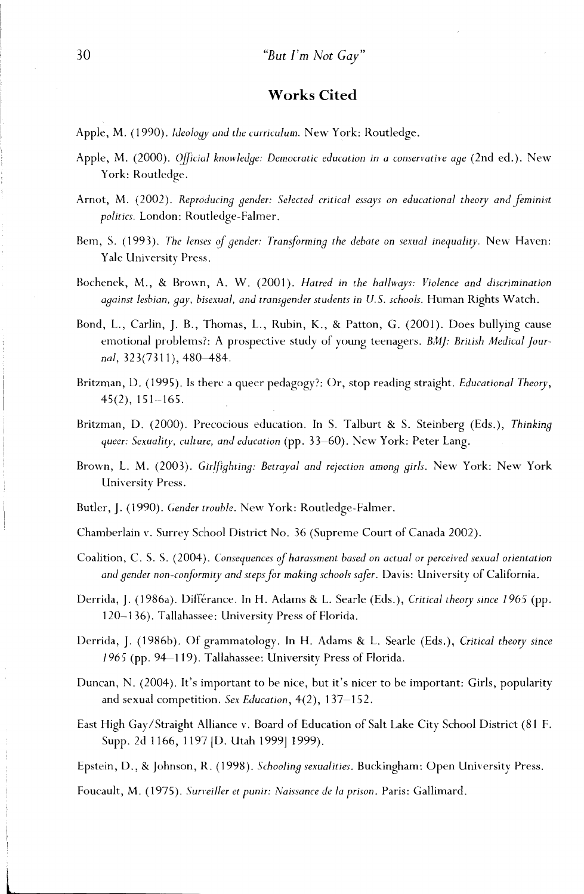## Works Cited

Apple, M. (1990). *Ideology and the curriculum*. New York: Routledge.

Apple, M. (2000). *Official knowledge: Democratic education in a conservative age* (2nd ed.). New York: Routledge.

Arnot, M. (2002). *Reproducing gender: Selected critical essays on educational theory and feminist politics*. London: Routledge-Falmer.

Bem, S. (1993). *The lenses of gender: Transforming the debate on sexual inequality*. New Haven: Yale University Press.

Bochenek, M., & Brown, A. W. (2001). *Hatred in the hallways: Violence and discrimination against lesbian, gay, bisexual, and transgender students in U.S. schools*. Human Rights Watch.

Bond, L., Carlin, J. B., Thomas, L., Rubin, K., & Patton, G. (2001). Does bullying cause emotional problems?: A prospective study of young teenagers. *BMJ: British Medical Journal*, 323(7311), 480–484.

Britzman, D. (1995). Is there a queer pedagogy?: Or, stop reading straight. *Educational Theory*, 45(2), 151–165.

Britzman, D. (2000). Precocious education. In S. Talburt & S. Steinberg (Eds.), *Thinking queer: Sexuality, culture, and education* (pp. 33–60). New York: Peter Lang.

Brown, L. M. (2003). *Girlfighting: Betrayal and rejection among girls*. New York: New York University Press.

Butler, J. (1990). *Gender trouble*. New York: Routledge-Falmer.

Chamberlain v. Surrey School District No. 36 (Supreme Court of Canada 2002).

Coalition, C. S. S. (2004). *Consequences of harassment based on actual or perceived sexual orientation and gender non-conformity and steps for making schools safer*. Davis: University of California.

Derrida, J. (1986a). Différance. In H. Adams & L. Searle (Eds.), *Critical theory since 1965* (pp. 120–136). Tallahassee: University Press of Florida.

Derrida, J. (1986b). Of grammatology. In H. Adams & L. Searle (Eds.), *Critical theory since 1965* (pp. 94–119). Tallahassee: University Press of Florida.

Duncan, N. (2004). It's important to be nice, but it's nicer to be important: Girls, popularity and sexual competition. *Sex Education*, 4(2), 137–152.

East High Gay/Straight Alliance v. Board of Education of Salt Lake City School District (81 F. Supp. 2d 1166, 1197 [D. Utah 1999] 1999).

Epstein, D., & Johnson, R. (1998). *Schooling sexualities*. Buckingham: Open University Press.

Foucault, M. (1975). *Surveiller et punir: Naissance de la prison*. Paris: Gallimard.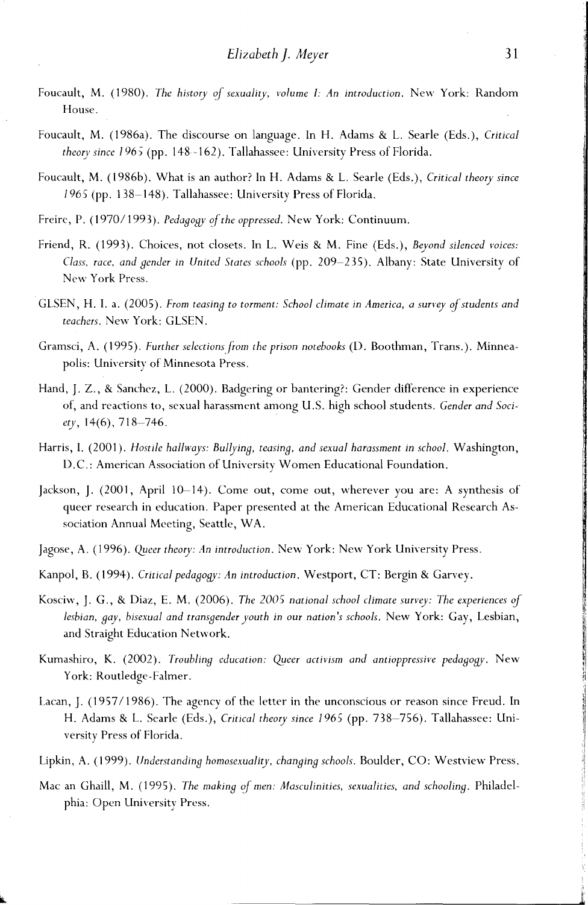Foucault, M. (1980). *The history of sexuality, volume I: An introduction*. New York: Random House.

Foucault, M. (1986a). The discourse on language. In H. Adams & L. Searle (Eds.), *Critical theory since 1965* (pp. 148–162). Tallahassee: University Press of Florida.

Foucault, M. (1986b). What is an author? In H. Adams & L. Searle (Eds.), *Critical theory since 1965* (pp. 138–148). Tallahassee: University Press of Florida.

Freire, P. (1970/1993). *Pedagogy of the oppressed*. New York: Continuum.

Friend, R. (1993). Choices, not closets. In L. Weis & M. Fine (Eds.), *Beyond silenced voices: Class, race, and gender in United States schools* (pp. 209–235). Albany: State University of New York Press.

GLSEN, H. I. a. (2005). *From teasing to torment: School climate in America, a survey of students and teachers*. New York: GLSEN.

Gramsci, A. (1995). *Further selections from the prison notebooks* (D. Boothman, Trans.). Minneapolis: University of Minnesota Press.

Hand, J. Z., & Sanchez, L. (2000). Badgering or bantering?: Gender difference in experience of, and reactions to, sexual harassment among U.S. high school students. *Gender and Society*, 14(6), 718–746.

Harris, I. (2001). *Hostile hallways: Bullying, teasing, and sexual harassment in school*. Washington, D.C.: American Association of University Women Educational Foundation.

Jackson, J. (2001, April 10–14). Come out, come out, wherever you are: A synthesis of queer research in education. Paper presented at the American Educational Research Association Annual Meeting, Seattle, WA.

Jagose, A. (1996). *Queer theory: An introduction*. New York: New York University Press.

Kanpol, B. (1994). *Critical pedagogy: An introduction*. Westport, CT: Bergin & Garvey.

Kosciw, J. G., & Diaz, E. M. (2006). *The 2005 national school climate survey: The experiences of lesbian, gay, bisexual and transgender youth in our nation's schools*. New York: Gay, Lesbian, and Straight Education Network.

Kumashiro, K. (2002). *Troubling education: Queer activism and antioppressive pedagogy*. New York: Routledge-Falmer.

Lacan, J. (1957/1986). The agency of the letter in the unconscious or reason since Freud. In H. Adams & L. Searle (Eds.), *Critical theory since 1965* (pp. 738–756). Tallahassee: University Press of Florida.

Lipkin, A. (1999). *Understanding homosexuality, changing schools*. Boulder, CO: Westview Press.

Mac an Ghaill, M. (1995). *The making of men: Masculinities, sexualities, and schooling*. Philadelphia: Open University Press.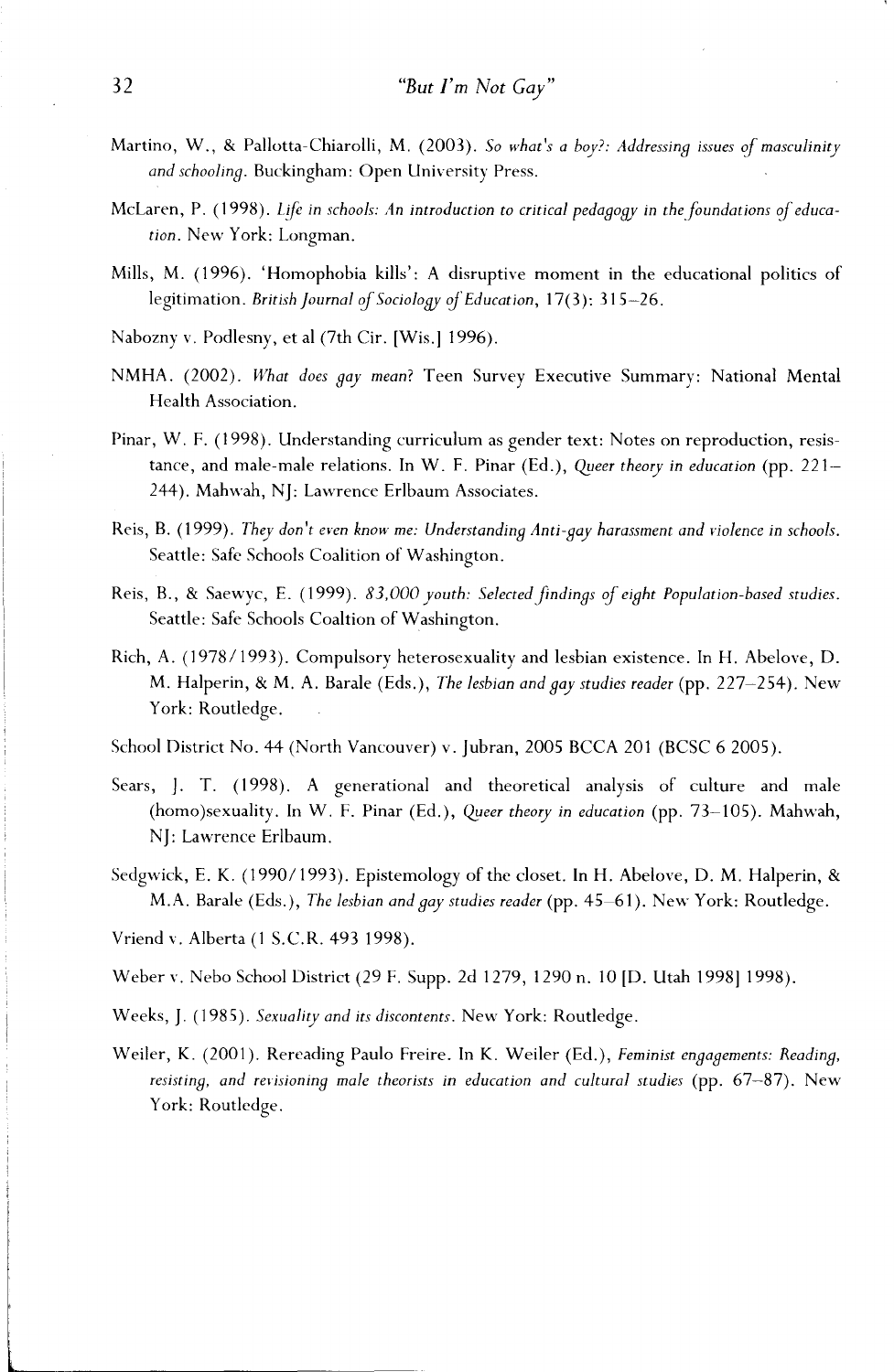Martino, W., & Pallotta-Chiarolli, M. (2003). *So what's a boy?: Addressing issues of masculinity and schooling*. Buckingham: Open University Press.

McLaren, P. (1998). *Life in schools: An introduction to critical pedagogy in the foundations of education*. New York: Longman.

Mills, M. (1996). 'Homophobia kills': A disruptive moment in the educational politics of legitimation. *British Journal of Sociology of Education*, 17(3): 315–26.

Nabozny v. Podlesny, et al (7th Cir. [Wis.] 1996).

NMHA. (2002). *What does gay mean?* Teen Survey Executive Summary: National Mental Health Association.

Pinar, W. F. (1998). Understanding curriculum as gender text: Notes on reproduction, resistance, and male-male relations. In W. F. Pinar (Ed.), *Queer theory in education* (pp. 221–244). Mahwah, NJ: Lawrence Erlbaum Associates.

Reis, B. (1999). *They don't even know me: Understanding Anti-gay harassment and violence in schools*. Seattle: Safe Schools Coalition of Washington.

Reis, B., & Saewyc, E. (1999). *83,000 youth: Selected findings of eight Population-based studies*. Seattle: Safe Schools Coaltion of Washington.

Rich, A. (1978/1993). Compulsory heterosexuality and lesbian existence. In H. Abelove, D. M. Halperin, & M. A. Barale (Eds.), *The lesbian and gay studies reader* (pp. 227–254). New York: Routledge.

School District No. 44 (North Vancouver) v. Jubran, 2005 BCCA 201 (BCSC 6 2005).

Sears, J. T. (1998). A generational and theoretical analysis of culture and male (homo)sexuality. In W. F. Pinar (Ed.), *Queer theory in education* (pp. 73–105). Mahwah, NJ: Lawrence Erlbaum.

Sedgwick, E. K. (1990/1993). Epistemology of the closet. In H. Abelove, D. M. Halperin, & M.A. Barale (Eds.), *The lesbian and gay studies reader* (pp. 45–61). New York: Routledge.

Vriend v. Alberta (1 S.C.R. 493 1998).

Weber v. Nebo School District (29 F. Supp. 2d 1279, 1290 n. 10 [D. Utah 1998] 1998).

Weeks, J. (1985). *Sexuality and its discontents*. New York: Routledge.

Weiler, K. (2001). Rereading Paulo Freire. In K. Weiler (Ed.), *Feminist engagements: Reading, resisting, and revisioning male theorists in education and cultural studies* (pp. 67–87). New York: Routledge.